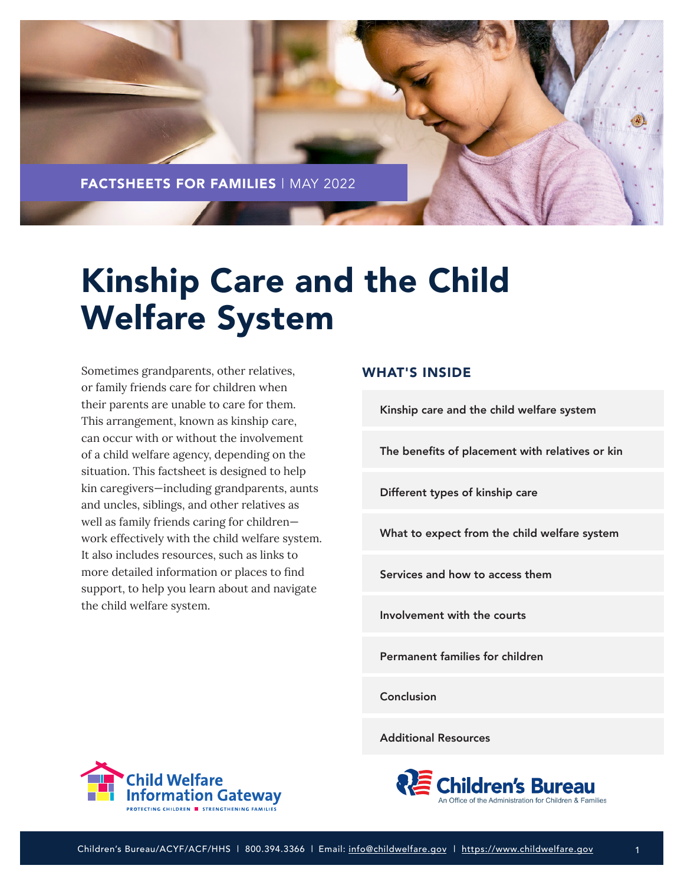FACTSHEETS FOR FAMILIES | MAY 2022

# Kinship Care and the Child Welfare System

Sometimes grandparents, other relatives, or family friends care for children when their parents are unable to care for them. This arrangement, known as kinship care, can occur with or without the involvement of a child welfare agency, depending on the situation. This factsheet is designed to help kin caregivers—including grandparents, aunts and uncles, siblings, and other relatives as well as family friends caring for children—work effectively with the child welfare system. It also includes resources, such as links to more detailed information or places to find support, to help you learn about and navigate the child welfare system.

## WHAT'S INSIDE

- Kinship care and the child welfare system
- The benefits of placement with relatives or kin
- Different types of kinship care
- What to expect from the child welfare system
- Services and how to access them
- Involvement with the courts
- Permanent families for children
- Conclusion
- Additional Resources

Child Welfare Information Gateway — PROTECTING CHILDREN ■ STRENGTHENING FAMILIES

Children's Bureau — An Office of the Administration for Children & Families

Children's Bureau/ACYF/ACF/HHS | 800.394.3366 | Email: info@childwelfare.gov | https://www.childwelfare.gov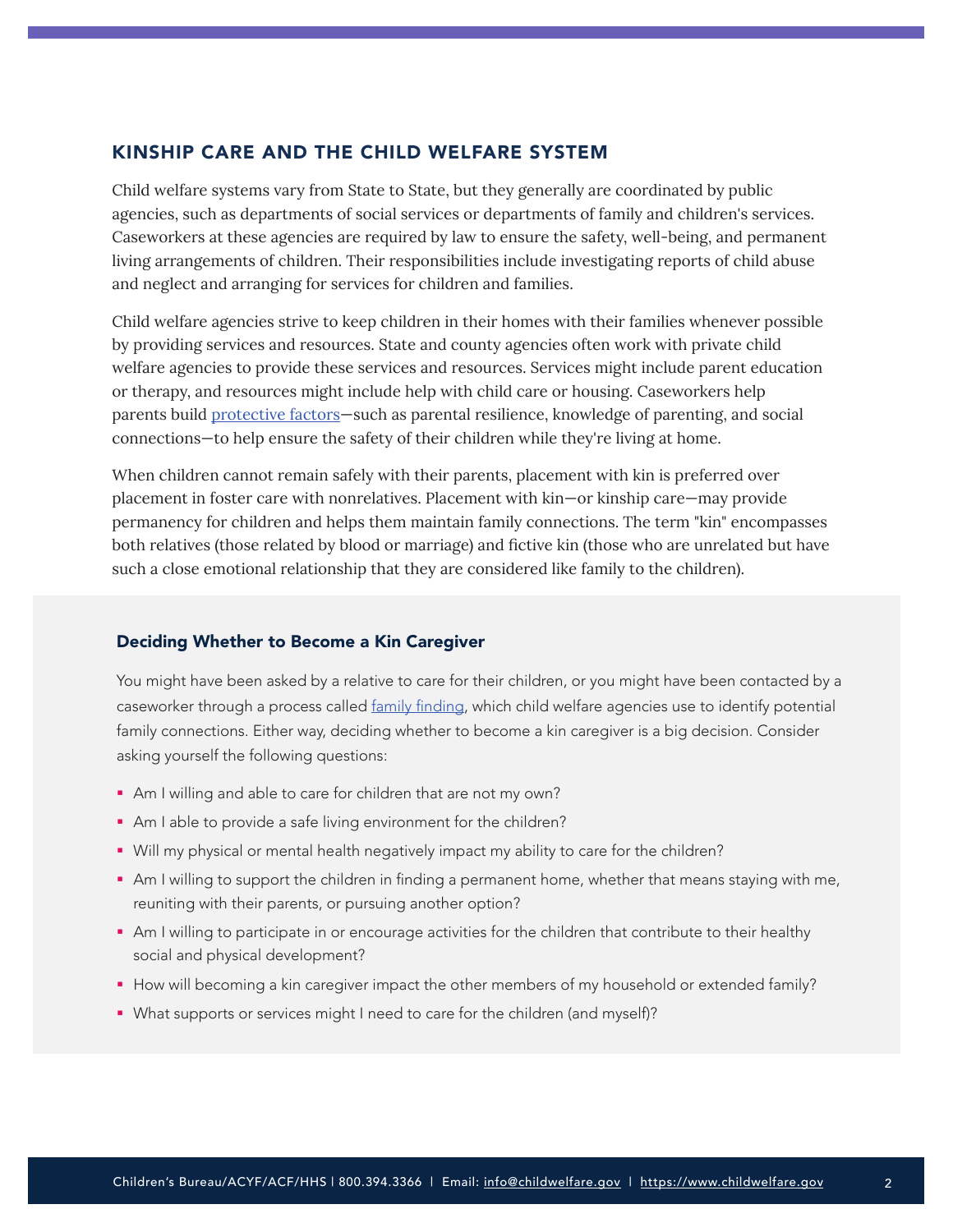## KINSHIP CARE AND THE CHILD WELFARE SYSTEM

Child welfare systems vary from State to State, but they generally are coordinated by public agencies, such as departments of social services or departments of family and children's services. Caseworkers at these agencies are required by law to ensure the safety, well-being, and permanent living arrangements of children. Their responsibilities include investigating reports of child abuse and neglect and arranging for services for children and families.

Child welfare agencies strive to keep children in their homes with their families whenever possible by providing services and resources. State and county agencies often work with private child welfare agencies to provide these services and resources. Services might include parent education or therapy, and resources might include help with child care or housing. Caseworkers help parents build protective factors—such as parental resilience, knowledge of parenting, and social connections—to help ensure the safety of their children while they're living at home.

When children cannot remain safely with their parents, placement with kin is preferred over placement in foster care with nonrelatives. Placement with kin—or kinship care—may provide permanency for children and helps them maintain family connections. The term "kin" encompasses both relatives (those related by blood or marriage) and fictive kin (those who are unrelated but have such a close emotional relationship that they are considered like family to the children).

### Deciding Whether to Become a Kin Caregiver

You might have been asked by a relative to care for their children, or you might have been contacted by a caseworker through a process called family finding, which child welfare agencies use to identify potential family connections. Either way, deciding whether to become a kin caregiver is a big decision. Consider asking yourself the following questions:

- Am I willing and able to care for children that are not my own?
- Am I able to provide a safe living environment for the children?
- Will my physical or mental health negatively impact my ability to care for the children?
- Am I willing to support the children in finding a permanent home, whether that means staying with me, reuniting with their parents, or pursuing another option?
- Am I willing to participate in or encourage activities for the children that contribute to their healthy social and physical development?
- How will becoming a kin caregiver impact the other members of my household or extended family?
- What supports or services might I need to care for the children (and myself)?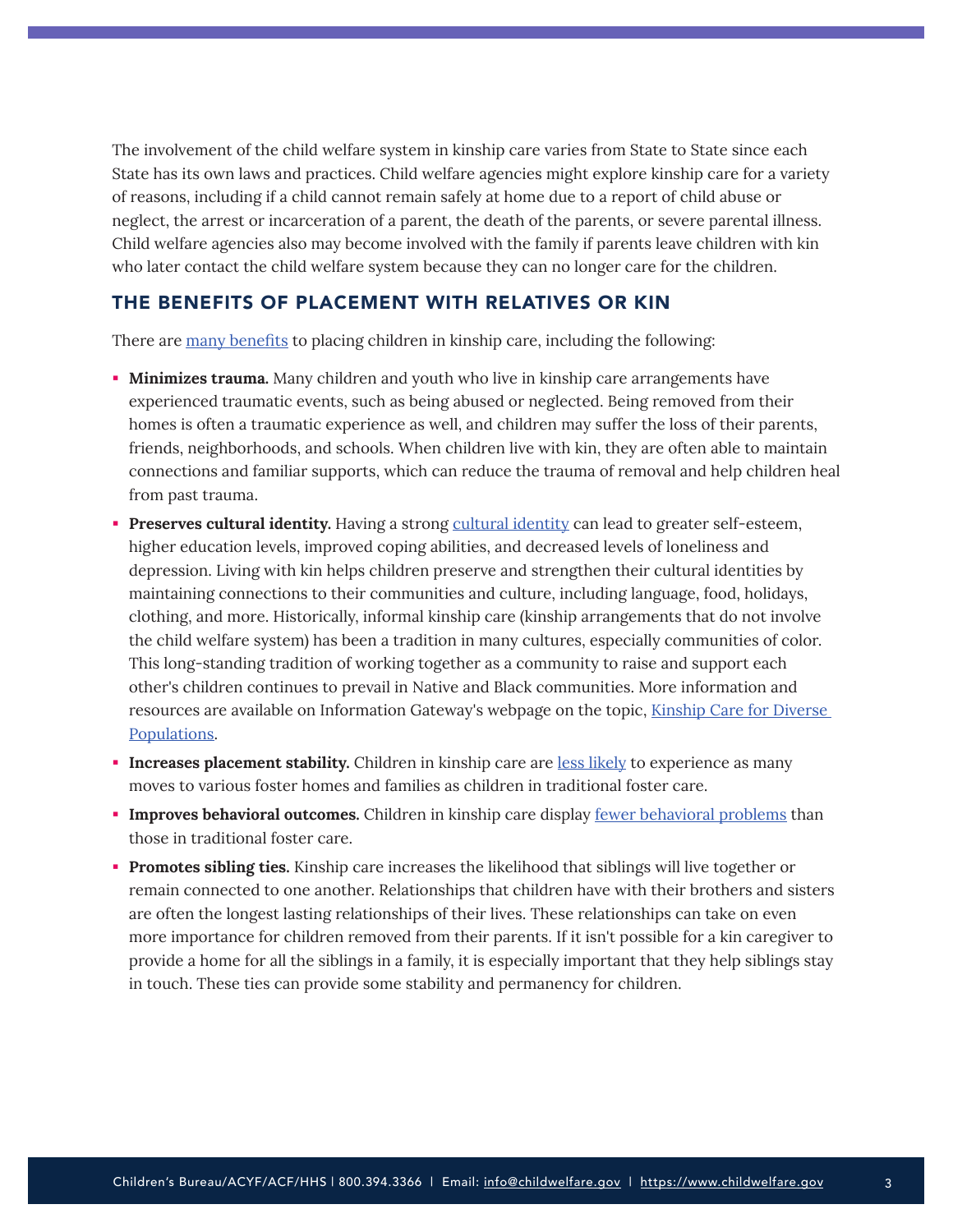The involvement of the child welfare system in kinship care varies from State to State since each State has its own laws and practices. Child welfare agencies might explore kinship care for a variety of reasons, including if a child cannot remain safely at home due to a report of child abuse or neglect, the arrest or incarceration of a parent, the death of the parents, or severe parental illness. Child welfare agencies also may become involved with the family if parents leave children with kin who later contact the child welfare system because they can no longer care for the children.

## THE BENEFITS OF PLACEMENT WITH RELATIVES OR KIN

There are many benefits to placing children in kinship care, including the following:

- **Minimizes trauma.** Many children and youth who live in kinship care arrangements have experienced traumatic events, such as being abused or neglected. Being removed from their homes is often a traumatic experience as well, and children may suffer the loss of their parents, friends, neighborhoods, and schools. When children live with kin, they are often able to maintain connections and familiar supports, which can reduce the trauma of removal and help children heal from past trauma.
- **Preserves cultural identity.** Having a strong cultural identity can lead to greater self-esteem, higher education levels, improved coping abilities, and decreased levels of loneliness and depression. Living with kin helps children preserve and strengthen their cultural identities by maintaining connections to their communities and culture, including language, food, holidays, clothing, and more. Historically, informal kinship care (kinship arrangements that do not involve the child welfare system) has been a tradition in many cultures, especially communities of color. This long-standing tradition of working together as a community to raise and support each other's children continues to prevail in Native and Black communities. More information and resources are available on Information Gateway's webpage on the topic, Kinship Care for Diverse Populations.
- **Increases placement stability.** Children in kinship care are less likely to experience as many moves to various foster homes and families as children in traditional foster care.
- **Improves behavioral outcomes.** Children in kinship care display fewer behavioral problems than those in traditional foster care.
- **Promotes sibling ties.** Kinship care increases the likelihood that siblings will live together or remain connected to one another. Relationships that children have with their brothers and sisters are often the longest lasting relationships of their lives. These relationships can take on even more importance for children removed from their parents. If it isn't possible for a kin caregiver to provide a home for all the siblings in a family, it is especially important that they help siblings stay in touch. These ties can provide some stability and permanency for children.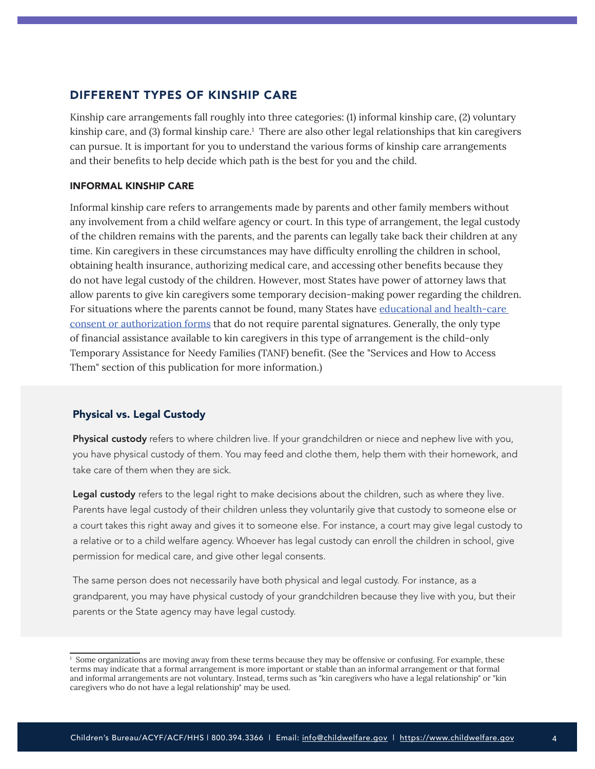## DIFFERENT TYPES OF KINSHIP CARE

Kinship care arrangements fall roughly into three categories: (1) informal kinship care, (2) voluntary kinship care, and (3) formal kinship care.[1] There are also other legal relationships that kin caregivers can pursue. It is important for you to understand the various forms of kinship care arrangements and their benefits to help decide which path is the best for you and the child.

### INFORMAL KINSHIP CARE

Informal kinship care refers to arrangements made by parents and other family members without any involvement from a child welfare agency or court. In this type of arrangement, the legal custody of the children remains with the parents, and the parents can legally take back their children at any time. Kin caregivers in these circumstances may have difficulty enrolling the children in school, obtaining health insurance, authorizing medical care, and accessing other benefits because they do not have legal custody of the children. However, most States have power of attorney laws that allow parents to give kin caregivers some temporary decision-making power regarding the children. For situations where the parents cannot be found, many States have educational and health-care consent or authorization forms that do not require parental signatures. Generally, the only type of financial assistance available to kin caregivers in this type of arrangement is the child-only Temporary Assistance for Needy Families (TANF) benefit. (See the "Services and How to Access Them" section of this publication for more information.)

### Physical vs. Legal Custody

**Physical custody** refers to where children live. If your grandchildren or niece and nephew live with you, you have physical custody of them. You may feed and clothe them, help them with their homework, and take care of them when they are sick.

**Legal custody** refers to the legal right to make decisions about the children, such as where they live. Parents have legal custody of their children unless they voluntarily give that custody to someone else or a court takes this right away and gives it to someone else. For instance, a court may give legal custody to a relative or to a child welfare agency. Whoever has legal custody can enroll the children in school, give permission for medical care, and give other legal consents.

The same person does not necessarily have both physical and legal custody. For instance, as a grandparent, you may have physical custody of your grandchildren because they live with you, but their parents or the State agency may have legal custody.

---

[1] Some organizations are moving away from these terms because they may be offensive or confusing. For example, these terms may indicate that a formal arrangement is more important or stable than an informal arrangement or that formal and informal arrangements are not voluntary. Instead, terms such as "kin caregivers who have a legal relationship" or "kin caregivers who do not have a legal relationship" may be used.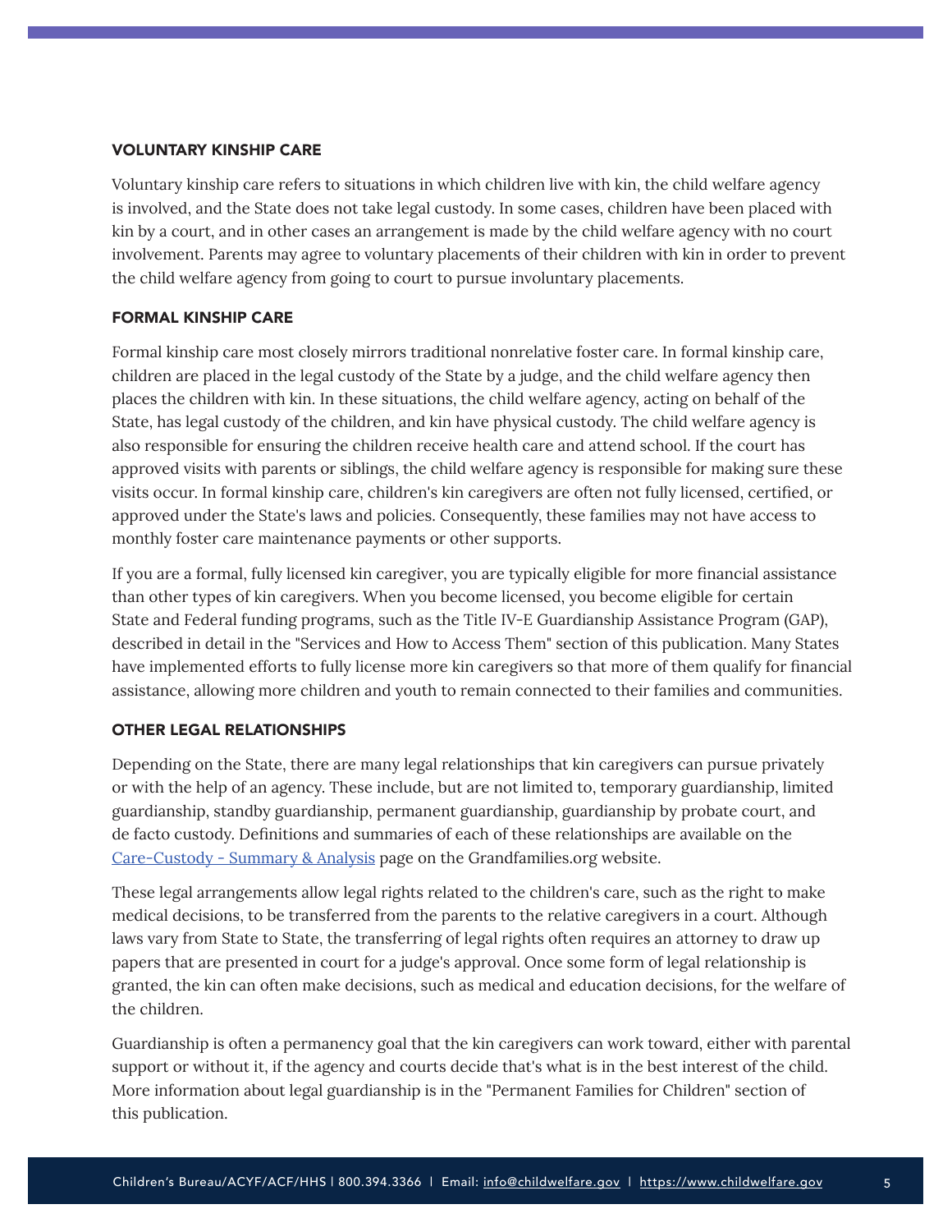### VOLUNTARY KINSHIP CARE

Voluntary kinship care refers to situations in which children live with kin, the child welfare agency is involved, and the State does not take legal custody. In some cases, children have been placed with kin by a court, and in other cases an arrangement is made by the child welfare agency with no court involvement. Parents may agree to voluntary placements of their children with kin in order to prevent the child welfare agency from going to court to pursue involuntary placements.

### FORMAL KINSHIP CARE

Formal kinship care most closely mirrors traditional nonrelative foster care. In formal kinship care, children are placed in the legal custody of the State by a judge, and the child welfare agency then places the children with kin. In these situations, the child welfare agency, acting on behalf of the State, has legal custody of the children, and kin have physical custody. The child welfare agency is also responsible for ensuring the children receive health care and attend school. If the court has approved visits with parents or siblings, the child welfare agency is responsible for making sure these visits occur. In formal kinship care, children's kin caregivers are often not fully licensed, certified, or approved under the State's laws and policies. Consequently, these families may not have access to monthly foster care maintenance payments or other supports.

If you are a formal, fully licensed kin caregiver, you are typically eligible for more financial assistance than other types of kin caregivers. When you become licensed, you become eligible for certain State and Federal funding programs, such as the Title IV-E Guardianship Assistance Program (GAP), described in detail in the "Services and How to Access Them" section of this publication. Many States have implemented efforts to fully license more kin caregivers so that more of them qualify for financial assistance, allowing more children and youth to remain connected to their families and communities.

### OTHER LEGAL RELATIONSHIPS

Depending on the State, there are many legal relationships that kin caregivers can pursue privately or with the help of an agency. These include, but are not limited to, temporary guardianship, limited guardianship, standby guardianship, permanent guardianship, guardianship by probate court, and de facto custody. Definitions and summaries of each of these relationships are available on the Care-Custody - Summary & Analysis page on the Grandfamilies.org website.

These legal arrangements allow legal rights related to the children's care, such as the right to make medical decisions, to be transferred from the parents to the relative caregivers in a court. Although laws vary from State to State, the transferring of legal rights often requires an attorney to draw up papers that are presented in court for a judge's approval. Once some form of legal relationship is granted, the kin can often make decisions, such as medical and education decisions, for the welfare of the children.

Guardianship is often a permanency goal that the kin caregivers can work toward, either with parental support or without it, if the agency and courts decide that's what is in the best interest of the child. More information about legal guardianship is in the "Permanent Families for Children" section of this publication.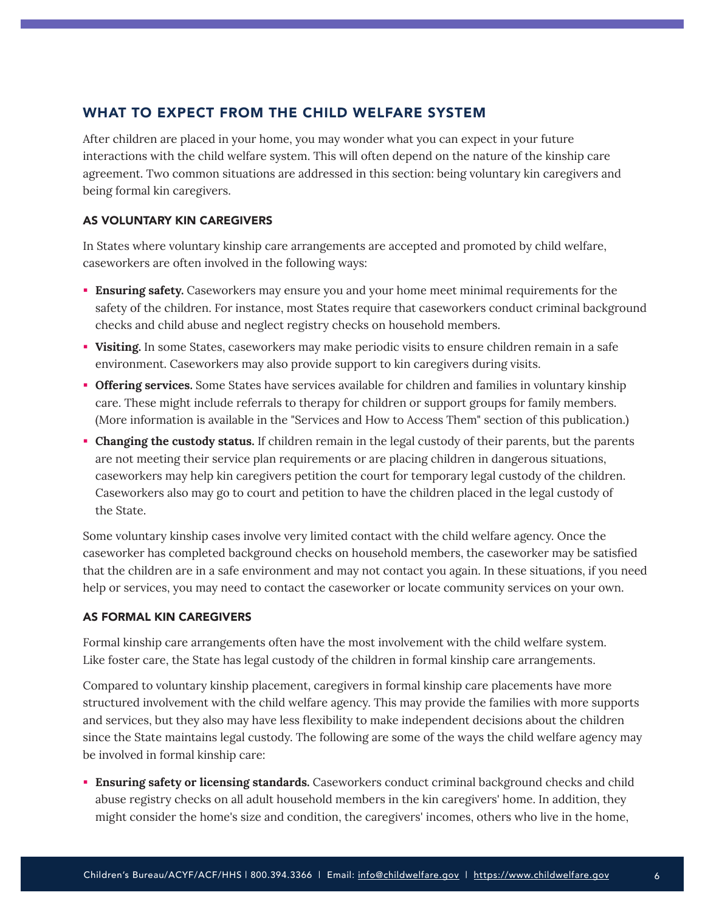## WHAT TO EXPECT FROM THE CHILD WELFARE SYSTEM

After children are placed in your home, you may wonder what you can expect in your future interactions with the child welfare system. This will often depend on the nature of the kinship care agreement. Two common situations are addressed in this section: being voluntary kin caregivers and being formal kin caregivers.

### AS VOLUNTARY KIN CAREGIVERS

In States where voluntary kinship care arrangements are accepted and promoted by child welfare, caseworkers are often involved in the following ways:

- **Ensuring safety.** Caseworkers may ensure you and your home meet minimal requirements for the safety of the children. For instance, most States require that caseworkers conduct criminal background checks and child abuse and neglect registry checks on household members.
- **Visiting.** In some States, caseworkers may make periodic visits to ensure children remain in a safe environment. Caseworkers may also provide support to kin caregivers during visits.
- **Offering services.** Some States have services available for children and families in voluntary kinship care. These might include referrals to therapy for children or support groups for family members. (More information is available in the "Services and How to Access Them" section of this publication.)
- **Changing the custody status.** If children remain in the legal custody of their parents, but the parents are not meeting their service plan requirements or are placing children in dangerous situations, caseworkers may help kin caregivers petition the court for temporary legal custody of the children. Caseworkers also may go to court and petition to have the children placed in the legal custody of the State.

Some voluntary kinship cases involve very limited contact with the child welfare agency. Once the caseworker has completed background checks on household members, the caseworker may be satisfied that the children are in a safe environment and may not contact you again. In these situations, if you need help or services, you may need to contact the caseworker or locate community services on your own.

### AS FORMAL KIN CAREGIVERS

Formal kinship care arrangements often have the most involvement with the child welfare system. Like foster care, the State has legal custody of the children in formal kinship care arrangements.

Compared to voluntary kinship placement, caregivers in formal kinship care placements have more structured involvement with the child welfare agency. This may provide the families with more supports and services, but they also may have less flexibility to make independent decisions about the children since the State maintains legal custody. The following are some of the ways the child welfare agency may be involved in formal kinship care:

- **Ensuring safety or licensing standards.** Caseworkers conduct criminal background checks and child abuse registry checks on all adult household members in the kin caregivers' home. In addition, they might consider the home's size and condition, the caregivers' incomes, others who live in the home,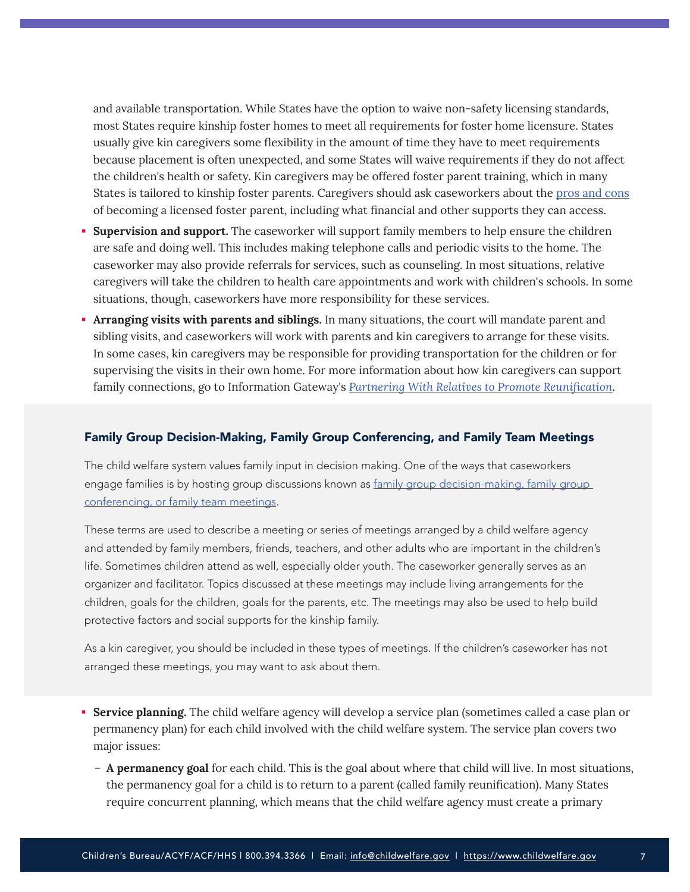and available transportation. While States have the option to waive non-safety licensing standards, most States require kinship foster homes to meet all requirements for foster home licensure. States usually give kin caregivers some flexibility in the amount of time they have to meet requirements because placement is often unexpected, and some States will waive requirements if they do not affect the children's health or safety. Kin caregivers may be offered foster parent training, which in many States is tailored to kinship foster parents. Caregivers should ask caseworkers about the pros and cons of becoming a licensed foster parent, including what financial and other supports they can access.

- **Supervision and support.** The caseworker will support family members to help ensure the children are safe and doing well. This includes making telephone calls and periodic visits to the home. The caseworker may also provide referrals for services, such as counseling. In most situations, relative caregivers will take the children to health care appointments and work with children's schools. In some situations, though, caseworkers have more responsibility for these services.
- **Arranging visits with parents and siblings.** In many situations, the court will mandate parent and sibling visits, and caseworkers will work with parents and kin caregivers to arrange for these visits. In some cases, kin caregivers may be responsible for providing transportation for the children or for supervising the visits in their own home. For more information about how kin caregivers can support family connections, go to Information Gateway's *Partnering With Relatives to Promote Reunification*.

### Family Group Decision-Making, Family Group Conferencing, and Family Team Meetings

The child welfare system values family input in decision making. One of the ways that caseworkers engage families is by hosting group discussions known as family group decision-making, family group conferencing, or family team meetings.

These terms are used to describe a meeting or series of meetings arranged by a child welfare agency and attended by family members, friends, teachers, and other adults who are important in the children's life. Sometimes children attend as well, especially older youth. The caseworker generally serves as an organizer and facilitator. Topics discussed at these meetings may include living arrangements for the children, goals for the children, goals for the parents, etc. The meetings may also be used to help build protective factors and social supports for the kinship family.

As a kin caregiver, you should be included in these types of meetings. If the children's caseworker has not arranged these meetings, you may want to ask about them.

- **Service planning.** The child welfare agency will develop a service plan (sometimes called a case plan or permanency plan) for each child involved with the child welfare system. The service plan covers two major issues:
  - **A permanency goal** for each child. This is the goal about where that child will live. In most situations, the permanency goal for a child is to return to a parent (called family reunification). Many States require concurrent planning, which means that the child welfare agency must create a primary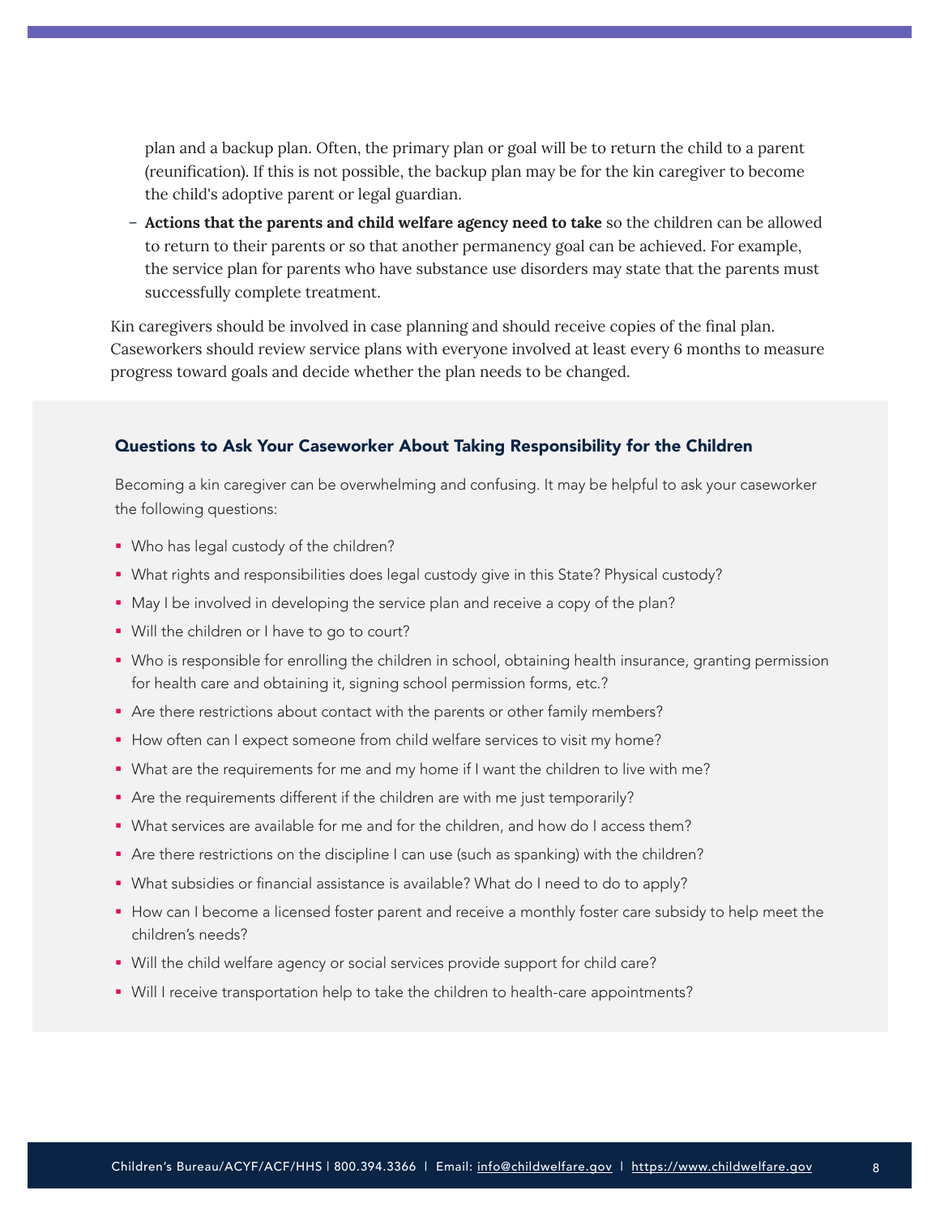plan and a backup plan. Often, the primary plan or goal will be to return the child to a parent (reunification). If this is not possible, the backup plan may be for the kin caregiver to become the child's adoptive parent or legal guardian.

- **Actions that the parents and child welfare agency need to take** so the children can be allowed to return to their parents or so that another permanency goal can be achieved. For example, the service plan for parents who have substance use disorders may state that the parents must successfully complete treatment.

Kin caregivers should be involved in case planning and should receive copies of the final plan. Caseworkers should review service plans with everyone involved at least every 6 months to measure progress toward goals and decide whether the plan needs to be changed.

### Questions to Ask Your Caseworker About Taking Responsibility for the Children

Becoming a kin caregiver can be overwhelming and confusing. It may be helpful to ask your caseworker the following questions:

- Who has legal custody of the children?
- What rights and responsibilities does legal custody give in this State? Physical custody?
- May I be involved in developing the service plan and receive a copy of the plan?
- Will the children or I have to go to court?
- Who is responsible for enrolling the children in school, obtaining health insurance, granting permission for health care and obtaining it, signing school permission forms, etc.?
- Are there restrictions about contact with the parents or other family members?
- How often can I expect someone from child welfare services to visit my home?
- What are the requirements for me and my home if I want the children to live with me?
- Are the requirements different if the children are with me just temporarily?
- What services are available for me and for the children, and how do I access them?
- Are there restrictions on the discipline I can use (such as spanking) with the children?
- What subsidies or financial assistance is available? What do I need to do to apply?
- How can I become a licensed foster parent and receive a monthly foster care subsidy to help meet the children's needs?
- Will the child welfare agency or social services provide support for child care?
- Will I receive transportation help to take the children to health-care appointments?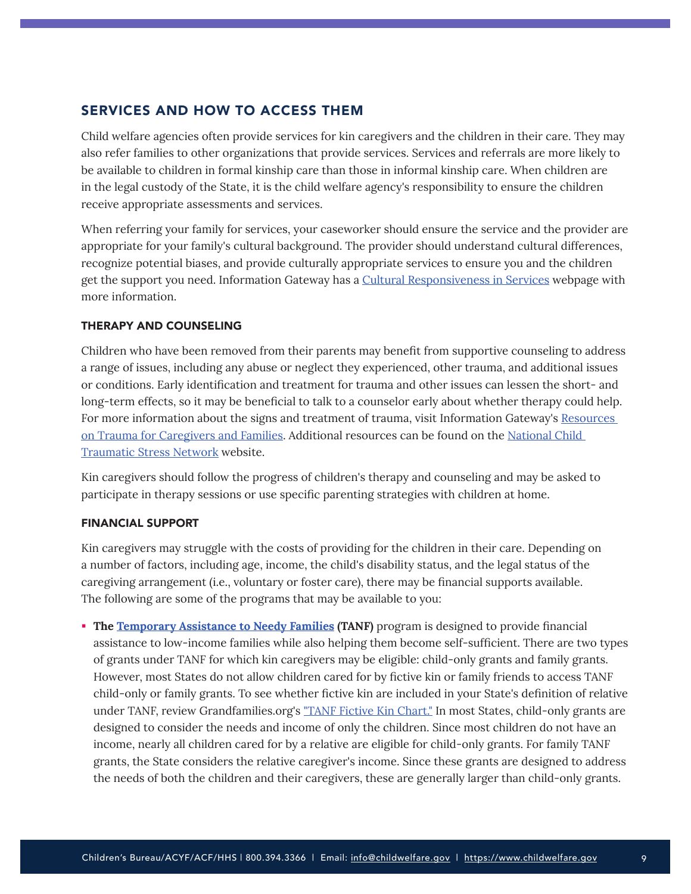## SERVICES AND HOW TO ACCESS THEM

Child welfare agencies often provide services for kin caregivers and the children in their care. They may also refer families to other organizations that provide services. Services and referrals are more likely to be available to children in formal kinship care than those in informal kinship care. When children are in the legal custody of the State, it is the child welfare agency's responsibility to ensure the children receive appropriate assessments and services.

When referring your family for services, your caseworker should ensure the service and the provider are appropriate for your family's cultural background. The provider should understand cultural differences, recognize potential biases, and provide culturally appropriate services to ensure you and the children get the support you need. Information Gateway has a Cultural Responsiveness in Services webpage with more information.

### THERAPY AND COUNSELING

Children who have been removed from their parents may benefit from supportive counseling to address a range of issues, including any abuse or neglect they experienced, other trauma, and additional issues or conditions. Early identification and treatment for trauma and other issues can lessen the short- and long-term effects, so it may be beneficial to talk to a counselor early about whether therapy could help. For more information about the signs and treatment of trauma, visit Information Gateway's Resources on Trauma for Caregivers and Families. Additional resources can be found on the National Child Traumatic Stress Network website.

Kin caregivers should follow the progress of children's therapy and counseling and may be asked to participate in therapy sessions or use specific parenting strategies with children at home.

### FINANCIAL SUPPORT

Kin caregivers may struggle with the costs of providing for the children in their care. Depending on a number of factors, including age, income, the child's disability status, and the legal status of the caregiving arrangement (i.e., voluntary or foster care), there may be financial supports available. The following are some of the programs that may be available to you:

- **The Temporary Assistance to Needy Families (TANF)** program is designed to provide financial assistance to low-income families while also helping them become self-sufficient. There are two types of grants under TANF for which kin caregivers may be eligible: child-only grants and family grants. However, most States do not allow children cared for by fictive kin or family friends to access TANF child-only or family grants. To see whether fictive kin are included in your State's definition of relative under TANF, review Grandfamilies.org's "TANF Fictive Kin Chart." In most States, child-only grants are designed to consider the needs and income of only the children. Since most children do not have an income, nearly all children cared for by a relative are eligible for child-only grants. For family TANF grants, the State considers the relative caregiver's income. Since these grants are designed to address the needs of both the children and their caregivers, these are generally larger than child-only grants.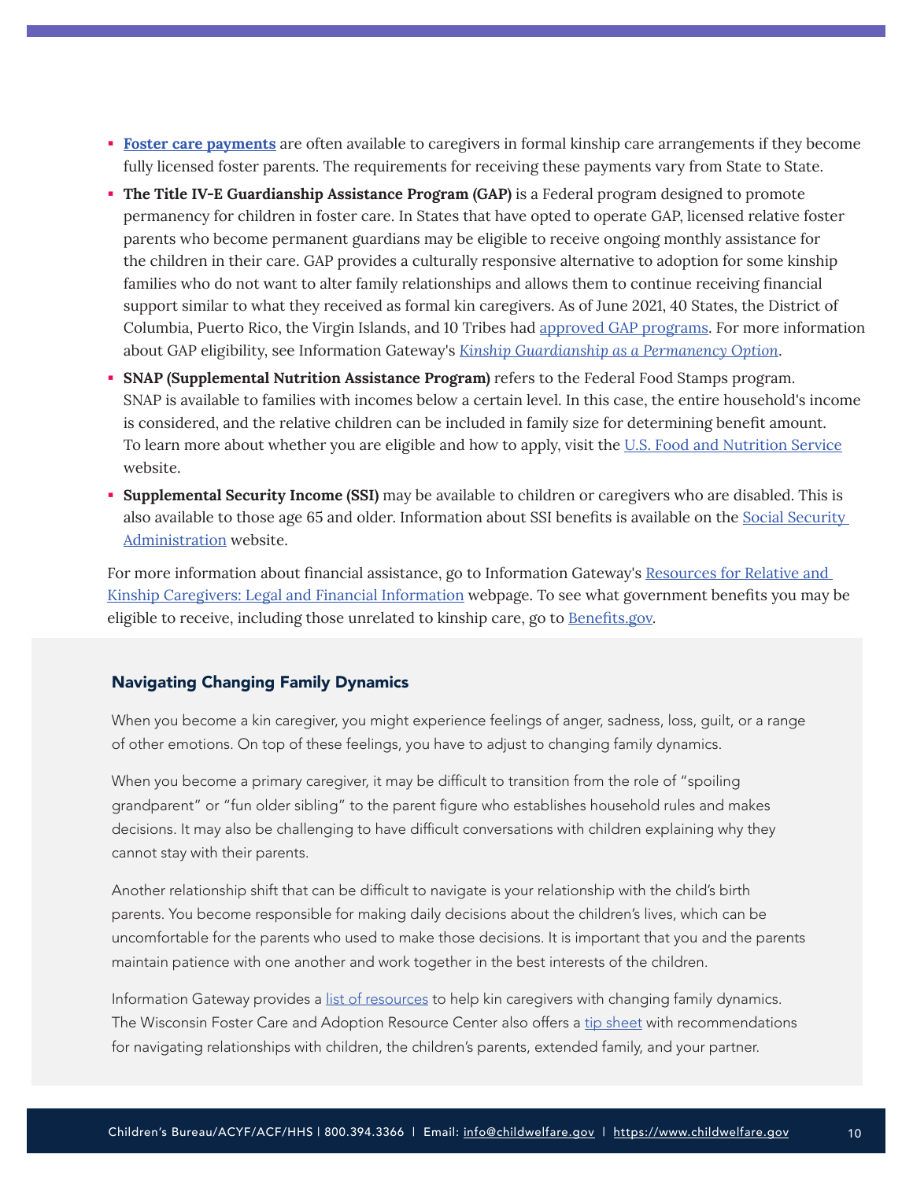- **Foster care payments** are often available to caregivers in formal kinship care arrangements if they become fully licensed foster parents. The requirements for receiving these payments vary from State to State.
- **The Title IV-E Guardianship Assistance Program (GAP)** is a Federal program designed to promote permanency for children in foster care. In States that have opted to operate GAP, licensed relative foster parents who become permanent guardians may be eligible to receive ongoing monthly assistance for the children in their care. GAP provides a culturally responsive alternative to adoption for some kinship families who do not want to alter family relationships and allows them to continue receiving financial support similar to what they received as formal kin caregivers. As of June 2021, 40 States, the District of Columbia, Puerto Rico, the Virgin Islands, and 10 Tribes had approved GAP programs. For more information about GAP eligibility, see Information Gateway's *Kinship Guardianship as a Permanency Option*.
- **SNAP (Supplemental Nutrition Assistance Program)** refers to the Federal Food Stamps program. SNAP is available to families with incomes below a certain level. In this case, the entire household's income is considered, and the relative children can be included in family size for determining benefit amount. To learn more about whether you are eligible and how to apply, visit the U.S. Food and Nutrition Service website.
- **Supplemental Security Income (SSI)** may be available to children or caregivers who are disabled. This is also available to those age 65 and older. Information about SSI benefits is available on the Social Security Administration website.

For more information about financial assistance, go to Information Gateway's Resources for Relative and Kinship Caregivers: Legal and Financial Information webpage. To see what government benefits you may be eligible to receive, including those unrelated to kinship care, go to Benefits.gov.

### Navigating Changing Family Dynamics

When you become a kin caregiver, you might experience feelings of anger, sadness, loss, guilt, or a range of other emotions. On top of these feelings, you have to adjust to changing family dynamics.

When you become a primary caregiver, it may be difficult to transition from the role of "spoiling grandparent" or "fun older sibling" to the parent figure who establishes household rules and makes decisions. It may also be challenging to have difficult conversations with children explaining why they cannot stay with their parents.

Another relationship shift that can be difficult to navigate is your relationship with the child's birth parents. You become responsible for making daily decisions about the children's lives, which can be uncomfortable for the parents who used to make those decisions. It is important that you and the parents maintain patience with one another and work together in the best interests of the children.

Information Gateway provides a list of resources to help kin caregivers with changing family dynamics. The Wisconsin Foster Care and Adoption Resource Center also offers a tip sheet with recommendations for navigating relationships with children, the children's parents, extended family, and your partner.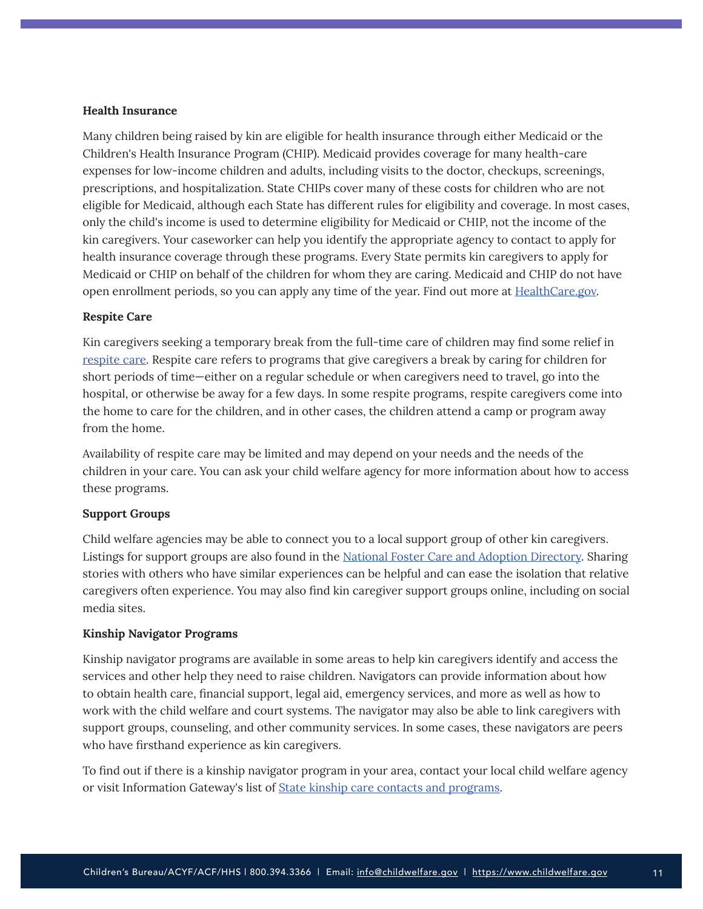**Health Insurance**

Many children being raised by kin are eligible for health insurance through either Medicaid or the Children's Health Insurance Program (CHIP). Medicaid provides coverage for many health-care expenses for low-income children and adults, including visits to the doctor, checkups, screenings, prescriptions, and hospitalization. State CHIPs cover many of these costs for children who are not eligible for Medicaid, although each State has different rules for eligibility and coverage. In most cases, only the child's income is used to determine eligibility for Medicaid or CHIP, not the income of the kin caregivers. Your caseworker can help you identify the appropriate agency to contact to apply for health insurance coverage through these programs. Every State permits kin caregivers to apply for Medicaid or CHIP on behalf of the children for whom they are caring. Medicaid and CHIP do not have open enrollment periods, so you can apply any time of the year. Find out more at HealthCare.gov.

**Respite Care**

Kin caregivers seeking a temporary break from the full-time care of children may find some relief in respite care. Respite care refers to programs that give caregivers a break by caring for children for short periods of time—either on a regular schedule or when caregivers need to travel, go into the hospital, or otherwise be away for a few days. In some respite programs, respite caregivers come into the home to care for the children, and in other cases, the children attend a camp or program away from the home.

Availability of respite care may be limited and may depend on your needs and the needs of the children in your care. You can ask your child welfare agency for more information about how to access these programs.

**Support Groups**

Child welfare agencies may be able to connect you to a local support group of other kin caregivers. Listings for support groups are also found in the National Foster Care and Adoption Directory. Sharing stories with others who have similar experiences can be helpful and can ease the isolation that relative caregivers often experience. You may also find kin caregiver support groups online, including on social media sites.

**Kinship Navigator Programs**

Kinship navigator programs are available in some areas to help kin caregivers identify and access the services and other help they need to raise children. Navigators can provide information about how to obtain health care, financial support, legal aid, emergency services, and more as well as how to work with the child welfare and court systems. The navigator may also be able to link caregivers with support groups, counseling, and other community services. In some cases, these navigators are peers who have firsthand experience as kin caregivers.

To find out if there is a kinship navigator program in your area, contact your local child welfare agency or visit Information Gateway's list of State kinship care contacts and programs.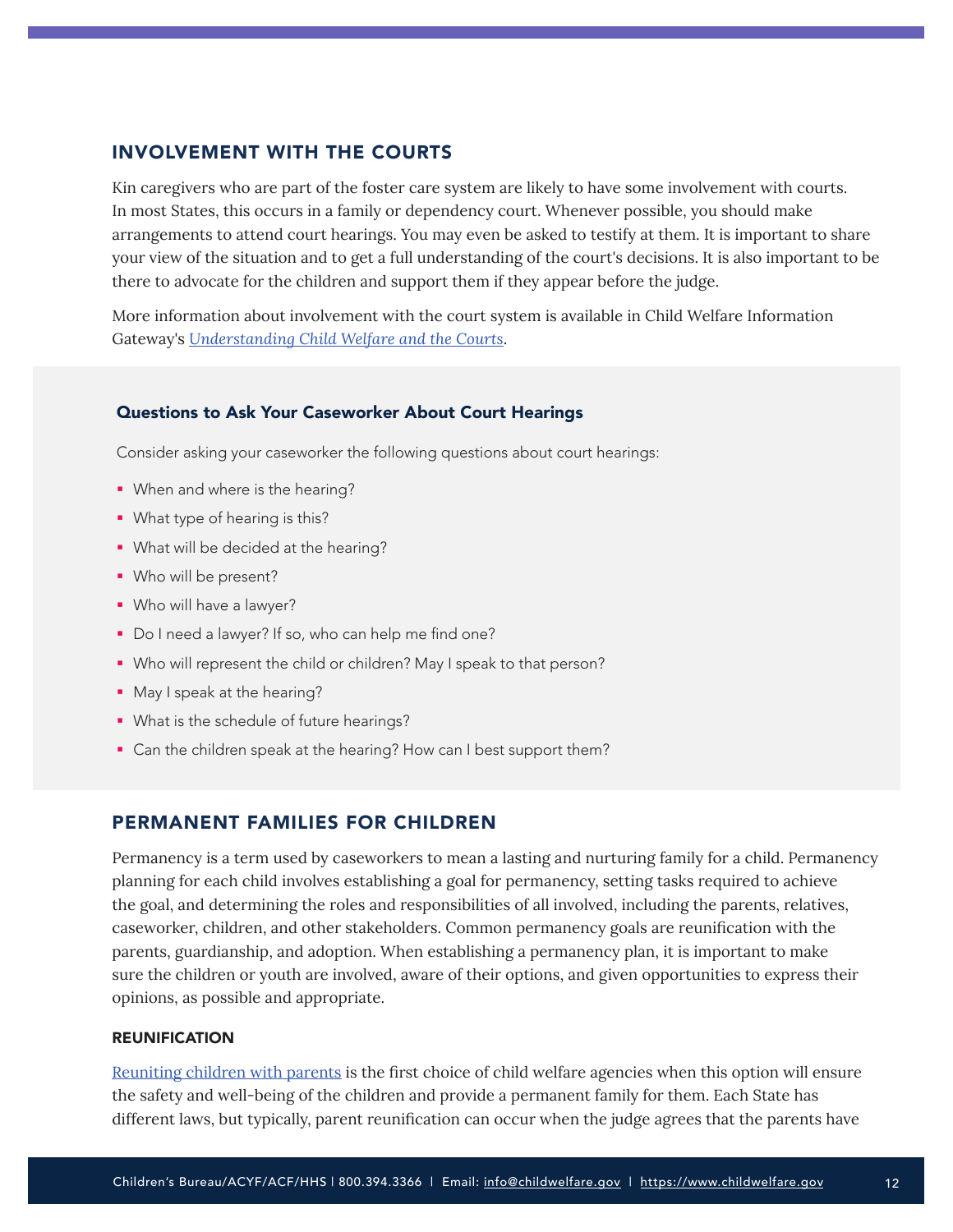## INVOLVEMENT WITH THE COURTS

Kin caregivers who are part of the foster care system are likely to have some involvement with courts. In most States, this occurs in a family or dependency court. Whenever possible, you should make arrangements to attend court hearings. You may even be asked to testify at them. It is important to share your view of the situation and to get a full understanding of the court's decisions. It is also important to be there to advocate for the children and support them if they appear before the judge.

More information about involvement with the court system is available in Child Welfare Information Gateway's *Understanding Child Welfare and the Courts*.

### Questions to Ask Your Caseworker About Court Hearings

Consider asking your caseworker the following questions about court hearings:

- When and where is the hearing?
- What type of hearing is this?
- What will be decided at the hearing?
- Who will be present?
- Who will have a lawyer?
- Do I need a lawyer? If so, who can help me find one?
- Who will represent the child or children? May I speak to that person?
- May I speak at the hearing?
- What is the schedule of future hearings?
- Can the children speak at the hearing? How can I best support them?

## PERMANENT FAMILIES FOR CHILDREN

Permanency is a term used by caseworkers to mean a lasting and nurturing family for a child. Permanency planning for each child involves establishing a goal for permanency, setting tasks required to achieve the goal, and determining the roles and responsibilities of all involved, including the parents, relatives, caseworker, children, and other stakeholders. Common permanency goals are reunification with the parents, guardianship, and adoption. When establishing a permanency plan, it is important to make sure the children or youth are involved, aware of their options, and given opportunities to express their opinions, as possible and appropriate.

### REUNIFICATION

Reuniting children with parents is the first choice of child welfare agencies when this option will ensure the safety and well-being of the children and provide a permanent family for them. Each State has different laws, but typically, parent reunification can occur when the judge agrees that the parents have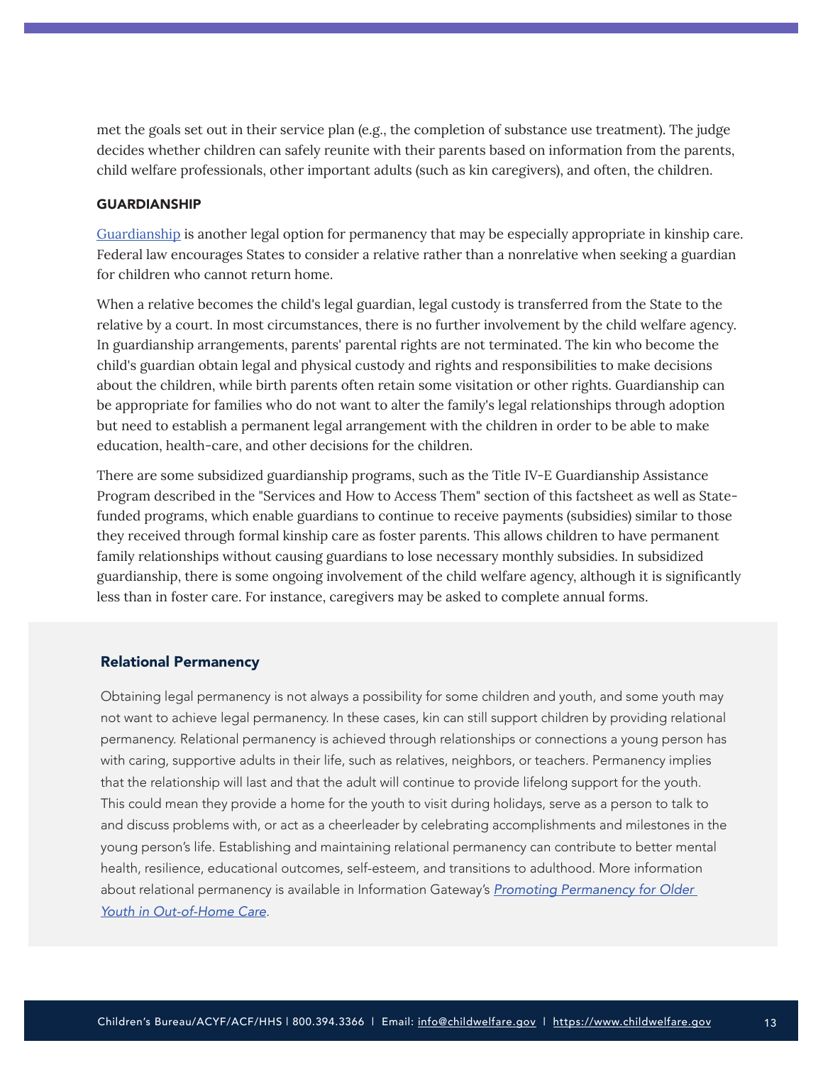met the goals set out in their service plan (e.g., the completion of substance use treatment). The judge decides whether children can safely reunite with their parents based on information from the parents, child welfare professionals, other important adults (such as kin caregivers), and often, the children.

### GUARDIANSHIP

Guardianship is another legal option for permanency that may be especially appropriate in kinship care. Federal law encourages States to consider a relative rather than a nonrelative when seeking a guardian for children who cannot return home.

When a relative becomes the child's legal guardian, legal custody is transferred from the State to the relative by a court. In most circumstances, there is no further involvement by the child welfare agency. In guardianship arrangements, parents' parental rights are not terminated. The kin who become the child's guardian obtain legal and physical custody and rights and responsibilities to make decisions about the children, while birth parents often retain some visitation or other rights. Guardianship can be appropriate for families who do not want to alter the family's legal relationships through adoption but need to establish a permanent legal arrangement with the children in order to be able to make education, health-care, and other decisions for the children.

There are some subsidized guardianship programs, such as the Title IV-E Guardianship Assistance Program described in the "Services and How to Access Them" section of this factsheet as well as State-funded programs, which enable guardians to continue to receive payments (subsidies) similar to those they received through formal kinship care as foster parents. This allows children to have permanent family relationships without causing guardians to lose necessary monthly subsidies. In subsidized guardianship, there is some ongoing involvement of the child welfare agency, although it is significantly less than in foster care. For instance, caregivers may be asked to complete annual forms.

### Relational Permanency

Obtaining legal permanency is not always a possibility for some children and youth, and some youth may not want to achieve legal permanency. In these cases, kin can still support children by providing relational permanency. Relational permanency is achieved through relationships or connections a young person has with caring, supportive adults in their life, such as relatives, neighbors, or teachers. Permanency implies that the relationship will last and that the adult will continue to provide lifelong support for the youth. This could mean they provide a home for the youth to visit during holidays, serve as a person to talk to and discuss problems with, or act as a cheerleader by celebrating accomplishments and milestones in the young person's life. Establishing and maintaining relational permanency can contribute to better mental health, resilience, educational outcomes, self-esteem, and transitions to adulthood. More information about relational permanency is available in Information Gateway's *Promoting Permanency for Older Youth in Out-of-Home Care*.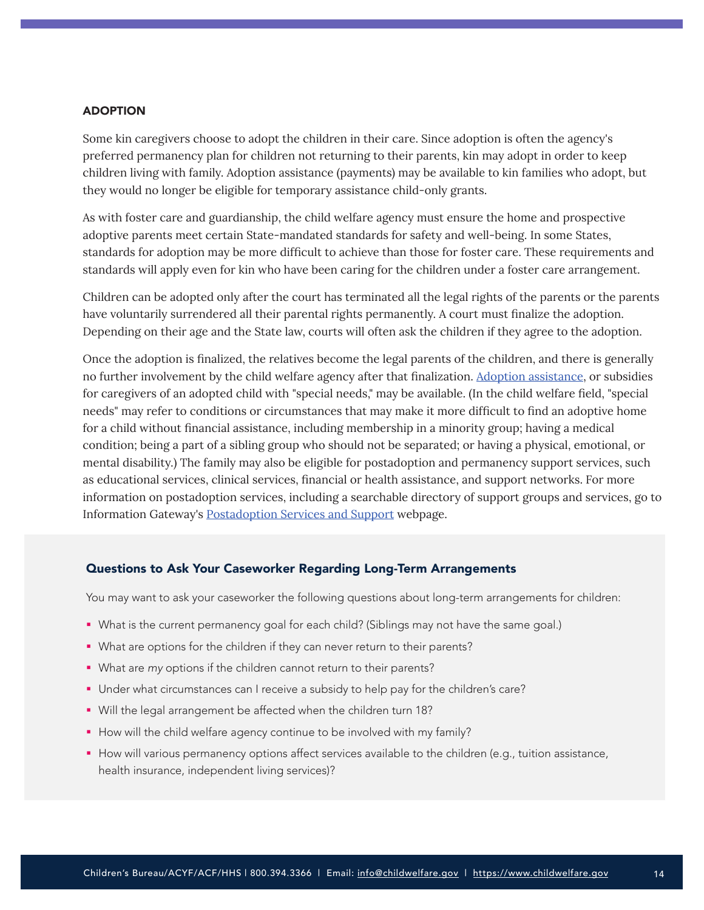### ADOPTION

Some kin caregivers choose to adopt the children in their care. Since adoption is often the agency's preferred permanency plan for children not returning to their parents, kin may adopt in order to keep children living with family. Adoption assistance (payments) may be available to kin families who adopt, but they would no longer be eligible for temporary assistance child-only grants.

As with foster care and guardianship, the child welfare agency must ensure the home and prospective adoptive parents meet certain State-mandated standards for safety and well-being. In some States, standards for adoption may be more difficult to achieve than those for foster care. These requirements and standards will apply even for kin who have been caring for the children under a foster care arrangement.

Children can be adopted only after the court has terminated all the legal rights of the parents or the parents have voluntarily surrendered all their parental rights permanently. A court must finalize the adoption. Depending on their age and the State law, courts will often ask the children if they agree to the adoption.

Once the adoption is finalized, the relatives become the legal parents of the children, and there is generally no further involvement by the child welfare agency after that finalization. Adoption assistance, or subsidies for caregivers of an adopted child with "special needs," may be available. (In the child welfare field, "special needs" may refer to conditions or circumstances that may make it more difficult to find an adoptive home for a child without financial assistance, including membership in a minority group; having a medical condition; being a part of a sibling group who should not be separated; or having a physical, emotional, or mental disability.) The family may also be eligible for postadoption and permanency support services, such as educational services, clinical services, financial or health assistance, and support networks. For more information on postadoption services, including a searchable directory of support groups and services, go to Information Gateway's Postadoption Services and Support webpage.

#### Questions to Ask Your Caseworker Regarding Long-Term Arrangements

You may want to ask your caseworker the following questions about long-term arrangements for children:

- What is the current permanency goal for each child? (Siblings may not have the same goal.)
- What are options for the children if they can never return to their parents?
- What are *my* options if the children cannot return to their parents?
- Under what circumstances can I receive a subsidy to help pay for the children's care?
- Will the legal arrangement be affected when the children turn 18?
- How will the child welfare agency continue to be involved with my family?
- How will various permanency options affect services available to the children (e.g., tuition assistance, health insurance, independent living services)?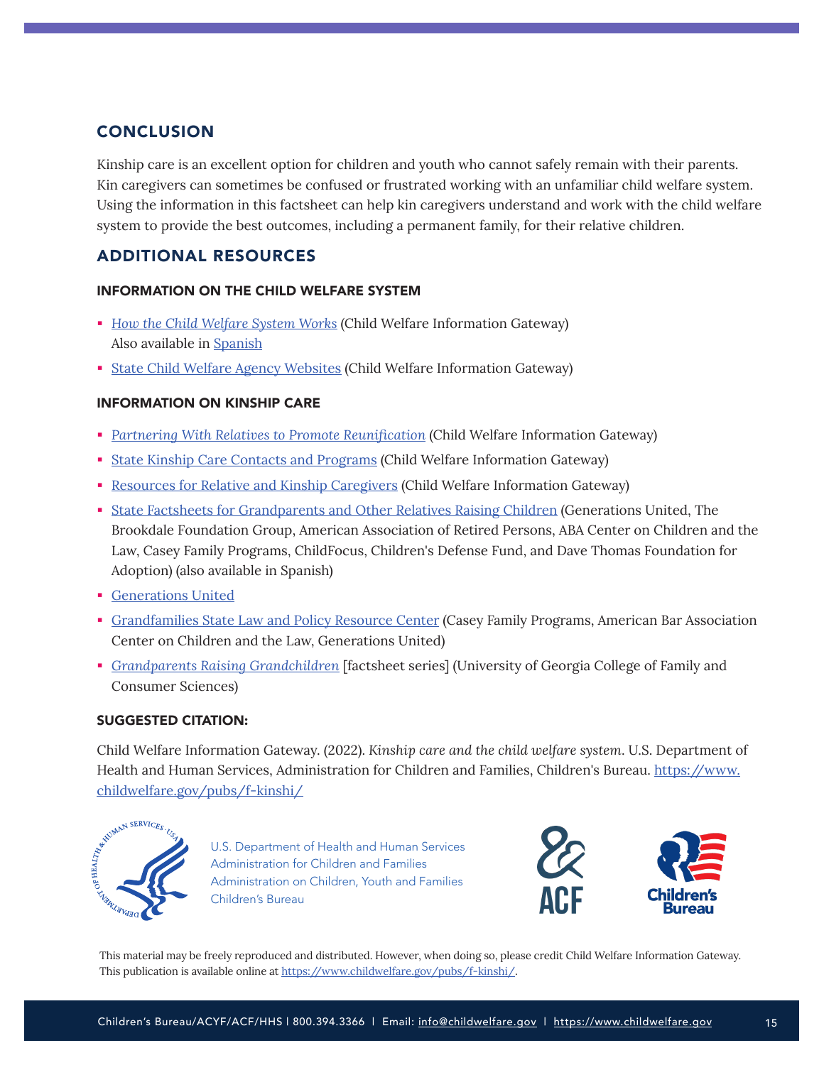## CONCLUSION

Kinship care is an excellent option for children and youth who cannot safely remain with their parents. Kin caregivers can sometimes be confused or frustrated working with an unfamiliar child welfare system. Using the information in this factsheet can help kin caregivers understand and work with the child welfare system to provide the best outcomes, including a permanent family, for their relative children.

## ADDITIONAL RESOURCES

### INFORMATION ON THE CHILD WELFARE SYSTEM

- *How the Child Welfare System Works* (Child Welfare Information Gateway) Also available in Spanish
- State Child Welfare Agency Websites (Child Welfare Information Gateway)

### INFORMATION ON KINSHIP CARE

- *Partnering With Relatives to Promote Reunification* (Child Welfare Information Gateway)
- State Kinship Care Contacts and Programs (Child Welfare Information Gateway)
- Resources for Relative and Kinship Caregivers (Child Welfare Information Gateway)
- State Factsheets for Grandparents and Other Relatives Raising Children (Generations United, The Brookdale Foundation Group, American Association of Retired Persons, ABA Center on Children and the Law, Casey Family Programs, ChildFocus, Children's Defense Fund, and Dave Thomas Foundation for Adoption) (also available in Spanish)
- Generations United
- Grandfamilies State Law and Policy Resource Center (Casey Family Programs, American Bar Association Center on Children and the Law, Generations United)
- *Grandparents Raising Grandchildren* [factsheet series] (University of Georgia College of Family and Consumer Sciences)

### SUGGESTED CITATION:

Child Welfare Information Gateway. (2022). *Kinship care and the child welfare system*. U.S. Department of Health and Human Services, Administration for Children and Families, Children's Bureau. https://www.childwelfare.gov/pubs/f-kinshi/

U.S. Department of Health and Human Services
Administration for Children and Families
Administration on Children, Youth and Families
Children's Bureau

This material may be freely reproduced and distributed. However, when doing so, please credit Child Welfare Information Gateway. This publication is available online at https://www.childwelfare.gov/pubs/f-kinshi/.